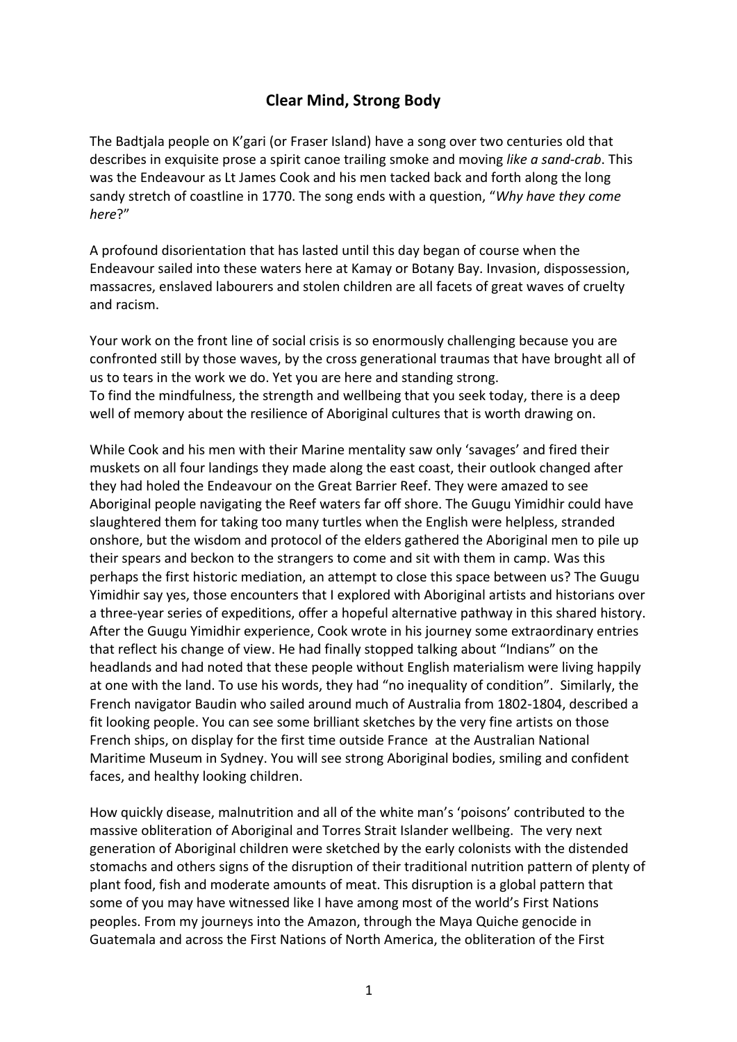# Clear Mind, Strong Body

The Badtjala people on K'gari (or Fraser Island) have a song over two centuries old that describes in exquisite prose a spirit canoe trailing smoke and moving *like a sand-crab*. This was the Endeavour as Lt James Cook and his men tacked back and forth along the long sandy stretch of coastline in 1770. The song ends with a question, "*Why have they come here*?"

A profound disorientation that has lasted until this day began of course when the Endeavour sailed into these waters here at Kamay or Botany Bay. Invasion, dispossession, massacres, enslaved labourers and stolen children are all facets of great waves of cruelty and racism.

Your work on the front line of social crisis is so enormously challenging because you are confronted still by those waves, by the cross generational traumas that have brought all of us to tears in the work we do. Yet you are here and standing strong.
To find the mindfulness, the strength and wellbeing that you seek today, there is a deep well of memory about the resilience of Aboriginal cultures that is worth drawing on.

While Cook and his men with their Marine mentality saw only 'savages' and fired their muskets on all four landings they made along the east coast, their outlook changed after they had holed the Endeavour on the Great Barrier Reef. They were amazed to see Aboriginal people navigating the Reef waters far off shore. The Guugu Yimidhir could have slaughtered them for taking too many turtles when the English were helpless, stranded onshore, but the wisdom and protocol of the elders gathered the Aboriginal men to pile up their spears and beckon to the strangers to come and sit with them in camp. Was this perhaps the first historic mediation, an attempt to close this space between us? The Guugu Yimidhir say yes, those encounters that I explored with Aboriginal artists and historians over a three-year series of expeditions, offer a hopeful alternative pathway in this shared history. After the Guugu Yimidhir experience, Cook wrote in his journey some extraordinary entries that reflect his change of view. He had finally stopped talking about "Indians" on the headlands and had noted that these people without English materialism were living happily at one with the land. To use his words, they had "no inequality of condition". Similarly, the French navigator Baudin who sailed around much of Australia from 1802-1804, described a fit looking people. You can see some brilliant sketches by the very fine artists on those French ships, on display for the first time outside France at the Australian National Maritime Museum in Sydney. You will see strong Aboriginal bodies, smiling and confident faces, and healthy looking children.

How quickly disease, malnutrition and all of the white man's 'poisons' contributed to the massive obliteration of Aboriginal and Torres Strait Islander wellbeing. The very next generation of Aboriginal children were sketched by the early colonists with the distended stomachs and others signs of the disruption of their traditional nutrition pattern of plenty of plant food, fish and moderate amounts of meat. This disruption is a global pattern that some of you may have witnessed like I have among most of the world's First Nations peoples. From my journeys into the Amazon, through the Maya Quiche genocide in Guatemala and across the First Nations of North America, the obliteration of the First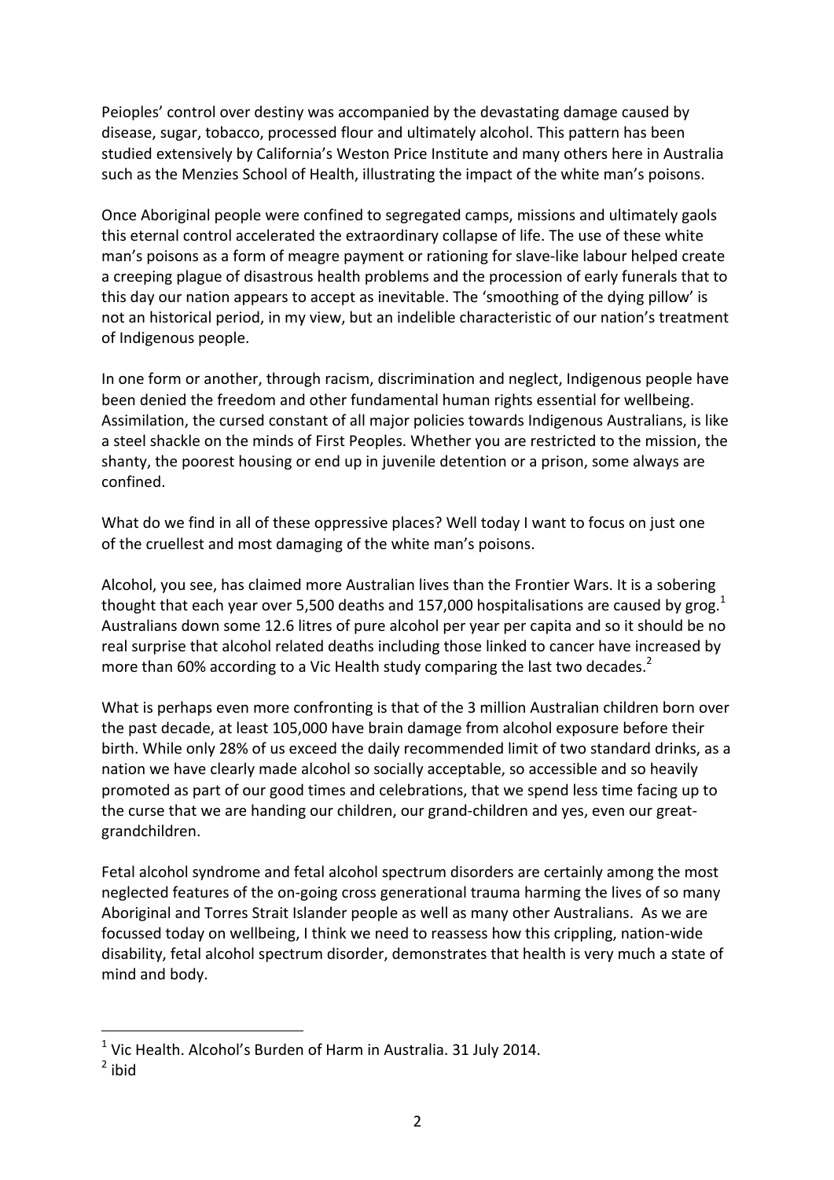Peioples' control over destiny was accompanied by the devastating damage caused by disease, sugar, tobacco, processed flour and ultimately alcohol. This pattern has been studied extensively by California's Weston Price Institute and many others here in Australia such as the Menzies School of Health, illustrating the impact of the white man's poisons.

Once Aboriginal people were confined to segregated camps, missions and ultimately gaols this eternal control accelerated the extraordinary collapse of life. The use of these white man's poisons as a form of meagre payment or rationing for slave-like labour helped create a creeping plague of disastrous health problems and the procession of early funerals that to this day our nation appears to accept as inevitable. The 'smoothing of the dying pillow' is not an historical period, in my view, but an indelible characteristic of our nation's treatment of Indigenous people.

In one form or another, through racism, discrimination and neglect, Indigenous people have been denied the freedom and other fundamental human rights essential for wellbeing. Assimilation, the cursed constant of all major policies towards Indigenous Australians, is like a steel shackle on the minds of First Peoples. Whether you are restricted to the mission, the shanty, the poorest housing or end up in juvenile detention or a prison, some always are confined.

What do we find in all of these oppressive places? Well today I want to focus on just one of the cruellest and most damaging of the white man's poisons.

Alcohol, you see, has claimed more Australian lives than the Frontier Wars. It is a sobering thought that each year over 5,500 deaths and 157,000 hospitalisations are caused by grog.[1] Australians down some 12.6 litres of pure alcohol per year per capita and so it should be no real surprise that alcohol related deaths including those linked to cancer have increased by more than 60% according to a Vic Health study comparing the last two decades.[2]

What is perhaps even more confronting is that of the 3 million Australian children born over the past decade, at least 105,000 have brain damage from alcohol exposure before their birth. While only 28% of us exceed the daily recommended limit of two standard drinks, as a nation we have clearly made alcohol so socially acceptable, so accessible and so heavily promoted as part of our good times and celebrations, that we spend less time facing up to the curse that we are handing our children, our grand-children and yes, even our great-grandchildren.

Fetal alcohol syndrome and fetal alcohol spectrum disorders are certainly among the most neglected features of the on-going cross generational trauma harming the lives of so many Aboriginal and Torres Strait Islander people as well as many other Australians. As we are focussed today on wellbeing, I think we need to reassess how this crippling, nation-wide disability, fetal alcohol spectrum disorder, demonstrates that health is very much a state of mind and body.

---

[1] Vic Health. Alcohol's Burden of Harm in Australia. 31 July 2014.

[2] ibid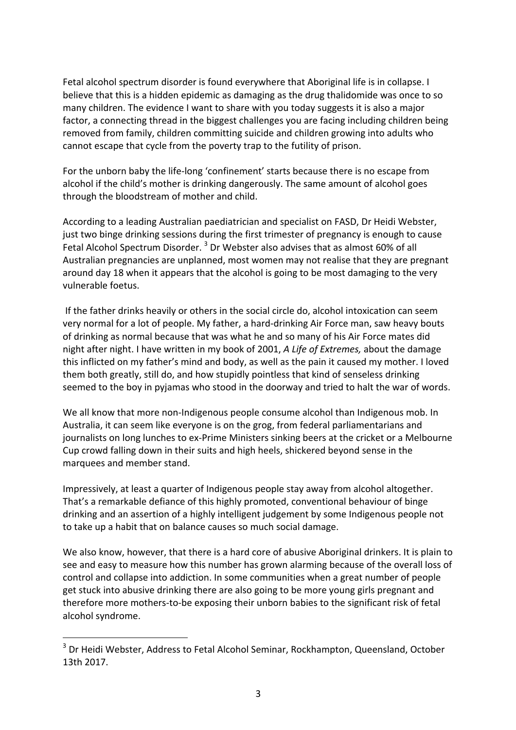Fetal alcohol spectrum disorder is found everywhere that Aboriginal life is in collapse. I believe that this is a hidden epidemic as damaging as the drug thalidomide was once to so many children. The evidence I want to share with you today suggests it is also a major factor, a connecting thread in the biggest challenges you are facing including children being removed from family, children committing suicide and children growing into adults who cannot escape that cycle from the poverty trap to the futility of prison.

For the unborn baby the life-long 'confinement' starts because there is no escape from alcohol if the child's mother is drinking dangerously. The same amount of alcohol goes through the bloodstream of mother and child.

According to a leading Australian paediatrician and specialist on FASD, Dr Heidi Webster, just two binge drinking sessions during the first trimester of pregnancy is enough to cause Fetal Alcohol Spectrum Disorder. [3] Dr Webster also advises that as almost 60% of all Australian pregnancies are unplanned, most women may not realise that they are pregnant around day 18 when it appears that the alcohol is going to be most damaging to the very vulnerable foetus.

If the father drinks heavily or others in the social circle do, alcohol intoxication can seem very normal for a lot of people. My father, a hard-drinking Air Force man, saw heavy bouts of drinking as normal because that was what he and so many of his Air Force mates did night after night. I have written in my book of 2001, *A Life of Extremes,* about the damage this inflicted on my father's mind and body, as well as the pain it caused my mother. I loved them both greatly, still do, and how stupidly pointless that kind of senseless drinking seemed to the boy in pyjamas who stood in the doorway and tried to halt the war of words.

We all know that more non-Indigenous people consume alcohol than Indigenous mob. In Australia, it can seem like everyone is on the grog, from federal parliamentarians and journalists on long lunches to ex-Prime Ministers sinking beers at the cricket or a Melbourne Cup crowd falling down in their suits and high heels, shickered beyond sense in the marquees and member stand.

Impressively, at least a quarter of Indigenous people stay away from alcohol altogether. That's a remarkable defiance of this highly promoted, conventional behaviour of binge drinking and an assertion of a highly intelligent judgement by some Indigenous people not to take up a habit that on balance causes so much social damage.

We also know, however, that there is a hard core of abusive Aboriginal drinkers. It is plain to see and easy to measure how this number has grown alarming because of the overall loss of control and collapse into addiction. In some communities when a great number of people get stuck into abusive drinking there are also going to be more young girls pregnant and therefore more mothers-to-be exposing their unborn babies to the significant risk of fetal alcohol syndrome.

[3] Dr Heidi Webster, Address to Fetal Alcohol Seminar, Rockhampton, Queensland, October 13th 2017.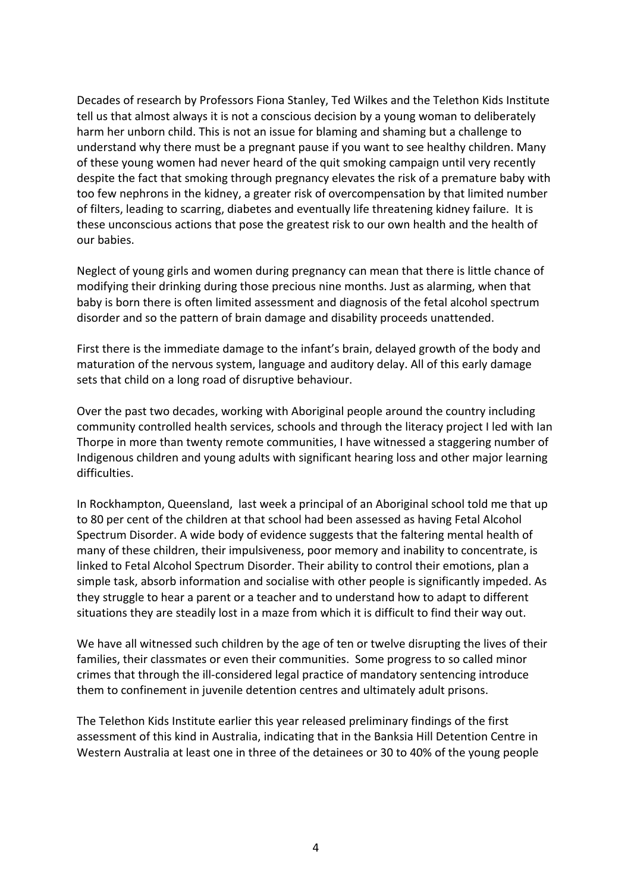Decades of research by Professors Fiona Stanley, Ted Wilkes and the Telethon Kids Institute tell us that almost always it is not a conscious decision by a young woman to deliberately harm her unborn child. This is not an issue for blaming and shaming but a challenge to understand why there must be a pregnant pause if you want to see healthy children. Many of these young women had never heard of the quit smoking campaign until very recently despite the fact that smoking through pregnancy elevates the risk of a premature baby with too few nephrons in the kidney, a greater risk of overcompensation by that limited number of filters, leading to scarring, diabetes and eventually life threatening kidney failure. It is these unconscious actions that pose the greatest risk to our own health and the health of our babies.

Neglect of young girls and women during pregnancy can mean that there is little chance of modifying their drinking during those precious nine months. Just as alarming, when that baby is born there is often limited assessment and diagnosis of the fetal alcohol spectrum disorder and so the pattern of brain damage and disability proceeds unattended.

First there is the immediate damage to the infant's brain, delayed growth of the body and maturation of the nervous system, language and auditory delay. All of this early damage sets that child on a long road of disruptive behaviour.

Over the past two decades, working with Aboriginal people around the country including community controlled health services, schools and through the literacy project I led with Ian Thorpe in more than twenty remote communities, I have witnessed a staggering number of Indigenous children and young adults with significant hearing loss and other major learning difficulties.

In Rockhampton, Queensland, last week a principal of an Aboriginal school told me that up to 80 per cent of the children at that school had been assessed as having Fetal Alcohol Spectrum Disorder. A wide body of evidence suggests that the faltering mental health of many of these children, their impulsiveness, poor memory and inability to concentrate, is linked to Fetal Alcohol Spectrum Disorder. Their ability to control their emotions, plan a simple task, absorb information and socialise with other people is significantly impeded. As they struggle to hear a parent or a teacher and to understand how to adapt to different situations they are steadily lost in a maze from which it is difficult to find their way out.

We have all witnessed such children by the age of ten or twelve disrupting the lives of their families, their classmates or even their communities. Some progress to so called minor crimes that through the ill-considered legal practice of mandatory sentencing introduce them to confinement in juvenile detention centres and ultimately adult prisons.

The Telethon Kids Institute earlier this year released preliminary findings of the first assessment of this kind in Australia, indicating that in the Banksia Hill Detention Centre in Western Australia at least one in three of the detainees or 30 to 40% of the young people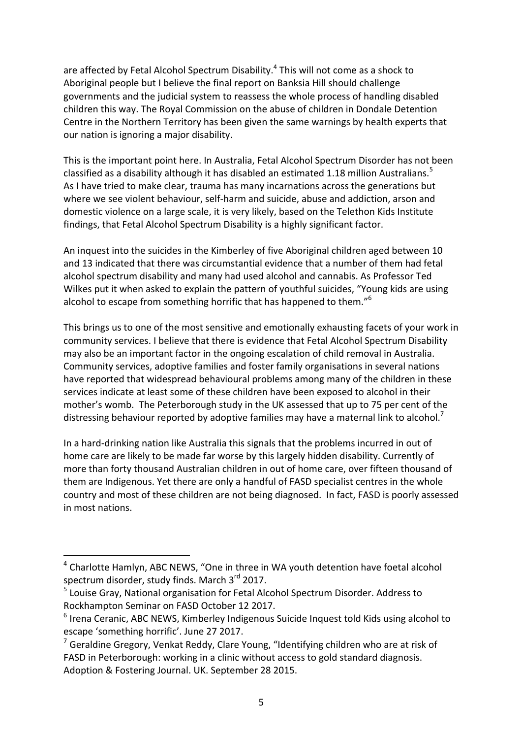are affected by Fetal Alcohol Spectrum Disability.[4] This will not come as a shock to Aboriginal people but I believe the final report on Banksia Hill should challenge governments and the judicial system to reassess the whole process of handling disabled children this way. The Royal Commission on the abuse of children in Dondale Detention Centre in the Northern Territory has been given the same warnings by health experts that our nation is ignoring a major disability.

This is the important point here. In Australia, Fetal Alcohol Spectrum Disorder has not been classified as a disability although it has disabled an estimated 1.18 million Australians.[5] As I have tried to make clear, trauma has many incarnations across the generations but where we see violent behaviour, self-harm and suicide, abuse and addiction, arson and domestic violence on a large scale, it is very likely, based on the Telethon Kids Institute findings, that Fetal Alcohol Spectrum Disability is a highly significant factor.

An inquest into the suicides in the Kimberley of five Aboriginal children aged between 10 and 13 indicated that there was circumstantial evidence that a number of them had fetal alcohol spectrum disability and many had used alcohol and cannabis. As Professor Ted Wilkes put it when asked to explain the pattern of youthful suicides, "Young kids are using alcohol to escape from something horrific that has happened to them."[6]

This brings us to one of the most sensitive and emotionally exhausting facets of your work in community services. I believe that there is evidence that Fetal Alcohol Spectrum Disability may also be an important factor in the ongoing escalation of child removal in Australia. Community services, adoptive families and foster family organisations in several nations have reported that widespread behavioural problems among many of the children in these services indicate at least some of these children have been exposed to alcohol in their mother's womb. The Peterborough study in the UK assessed that up to 75 per cent of the distressing behaviour reported by adoptive families may have a maternal link to alcohol.[7]

In a hard-drinking nation like Australia this signals that the problems incurred in out of home care are likely to be made far worse by this largely hidden disability. Currently of more than forty thousand Australian children in out of home care, over fifteen thousand of them are Indigenous. Yet there are only a handful of FASD specialist centres in the whole country and most of these children are not being diagnosed. In fact, FASD is poorly assessed in most nations.

---

[4] Charlotte Hamlyn, ABC NEWS, "One in three in WA youth detention have foetal alcohol spectrum disorder, study finds. March 3rd 2017.

[5] Louise Gray, National organisation for Fetal Alcohol Spectrum Disorder. Address to Rockhampton Seminar on FASD October 12 2017.

[6] Irena Ceranic, ABC NEWS, Kimberley Indigenous Suicide Inquest told Kids using alcohol to escape 'something horrific'. June 27 2017.

[7] Geraldine Gregory, Venkat Reddy, Clare Young, "Identifying children who are at risk of FASD in Peterborough: working in a clinic without access to gold standard diagnosis. Adoption & Fostering Journal. UK. September 28 2015.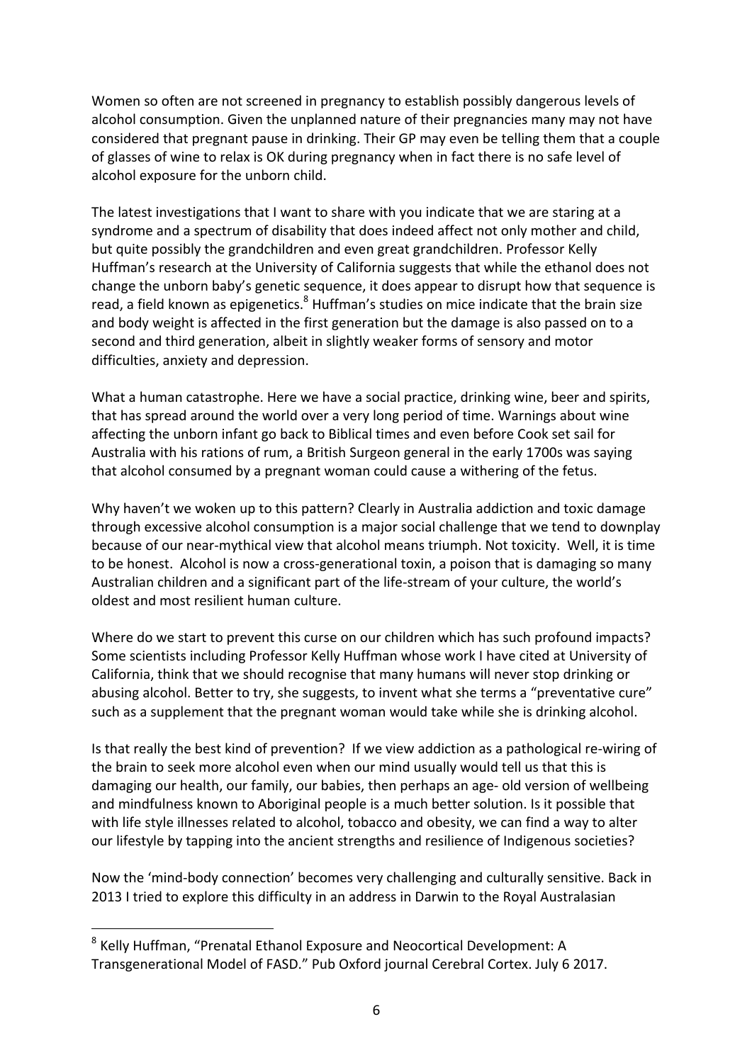Women so often are not screened in pregnancy to establish possibly dangerous levels of alcohol consumption. Given the unplanned nature of their pregnancies many may not have considered that pregnant pause in drinking. Their GP may even be telling them that a couple of glasses of wine to relax is OK during pregnancy when in fact there is no safe level of alcohol exposure for the unborn child.

The latest investigations that I want to share with you indicate that we are staring at a syndrome and a spectrum of disability that does indeed affect not only mother and child, but quite possibly the grandchildren and even great grandchildren. Professor Kelly Huffman's research at the University of California suggests that while the ethanol does not change the unborn baby's genetic sequence, it does appear to disrupt how that sequence is read, a field known as epigenetics.[8] Huffman's studies on mice indicate that the brain size and body weight is affected in the first generation but the damage is also passed on to a second and third generation, albeit in slightly weaker forms of sensory and motor difficulties, anxiety and depression.

What a human catastrophe. Here we have a social practice, drinking wine, beer and spirits, that has spread around the world over a very long period of time. Warnings about wine affecting the unborn infant go back to Biblical times and even before Cook set sail for Australia with his rations of rum, a British Surgeon general in the early 1700s was saying that alcohol consumed by a pregnant woman could cause a withering of the fetus.

Why haven't we woken up to this pattern? Clearly in Australia addiction and toxic damage through excessive alcohol consumption is a major social challenge that we tend to downplay because of our near-mythical view that alcohol means triumph. Not toxicity. Well, it is time to be honest. Alcohol is now a cross-generational toxin, a poison that is damaging so many Australian children and a significant part of the life-stream of your culture, the world's oldest and most resilient human culture.

Where do we start to prevent this curse on our children which has such profound impacts? Some scientists including Professor Kelly Huffman whose work I have cited at University of California, think that we should recognise that many humans will never stop drinking or abusing alcohol. Better to try, she suggests, to invent what she terms a "preventative cure" such as a supplement that the pregnant woman would take while she is drinking alcohol.

Is that really the best kind of prevention? If we view addiction as a pathological re-wiring of the brain to seek more alcohol even when our mind usually would tell us that this is damaging our health, our family, our babies, then perhaps an age- old version of wellbeing and mindfulness known to Aboriginal people is a much better solution. Is it possible that with life style illnesses related to alcohol, tobacco and obesity, we can find a way to alter our lifestyle by tapping into the ancient strengths and resilience of Indigenous societies?

Now the 'mind-body connection' becomes very challenging and culturally sensitive. Back in 2013 I tried to explore this difficulty in an address in Darwin to the Royal Australasian

---

[8] Kelly Huffman, "Prenatal Ethanol Exposure and Neocortical Development: A Transgenerational Model of FASD." Pub Oxford journal Cerebral Cortex. July 6 2017.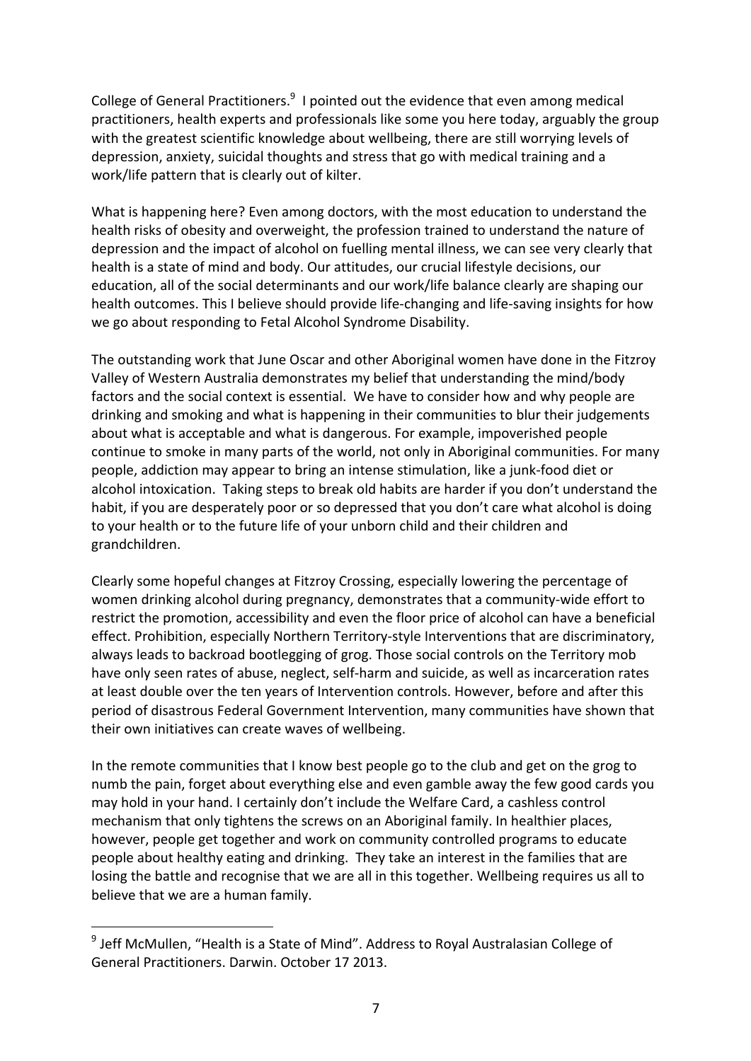College of General Practitioners.[9] I pointed out the evidence that even among medical practitioners, health experts and professionals like some you here today, arguably the group with the greatest scientific knowledge about wellbeing, there are still worrying levels of depression, anxiety, suicidal thoughts and stress that go with medical training and a work/life pattern that is clearly out of kilter.

What is happening here? Even among doctors, with the most education to understand the health risks of obesity and overweight, the profession trained to understand the nature of depression and the impact of alcohol on fuelling mental illness, we can see very clearly that health is a state of mind and body. Our attitudes, our crucial lifestyle decisions, our education, all of the social determinants and our work/life balance clearly are shaping our health outcomes. This I believe should provide life-changing and life-saving insights for how we go about responding to Fetal Alcohol Syndrome Disability.

The outstanding work that June Oscar and other Aboriginal women have done in the Fitzroy Valley of Western Australia demonstrates my belief that understanding the mind/body factors and the social context is essential. We have to consider how and why people are drinking and smoking and what is happening in their communities to blur their judgements about what is acceptable and what is dangerous. For example, impoverished people continue to smoke in many parts of the world, not only in Aboriginal communities. For many people, addiction may appear to bring an intense stimulation, like a junk-food diet or alcohol intoxication. Taking steps to break old habits are harder if you don't understand the habit, if you are desperately poor or so depressed that you don't care what alcohol is doing to your health or to the future life of your unborn child and their children and grandchildren.

Clearly some hopeful changes at Fitzroy Crossing, especially lowering the percentage of women drinking alcohol during pregnancy, demonstrates that a community-wide effort to restrict the promotion, accessibility and even the floor price of alcohol can have a beneficial effect. Prohibition, especially Northern Territory-style Interventions that are discriminatory, always leads to backroad bootlegging of grog. Those social controls on the Territory mob have only seen rates of abuse, neglect, self-harm and suicide, as well as incarceration rates at least double over the ten years of Intervention controls. However, before and after this period of disastrous Federal Government Intervention, many communities have shown that their own initiatives can create waves of wellbeing.

In the remote communities that I know best people go to the club and get on the grog to numb the pain, forget about everything else and even gamble away the few good cards you may hold in your hand. I certainly don't include the Welfare Card, a cashless control mechanism that only tightens the screws on an Aboriginal family. In healthier places, however, people get together and work on community controlled programs to educate people about healthy eating and drinking. They take an interest in the families that are losing the battle and recognise that we are all in this together. Wellbeing requires us all to believe that we are a human family.

---

[9] Jeff McMullen, "Health is a State of Mind". Address to Royal Australasian College of General Practitioners. Darwin. October 17 2013.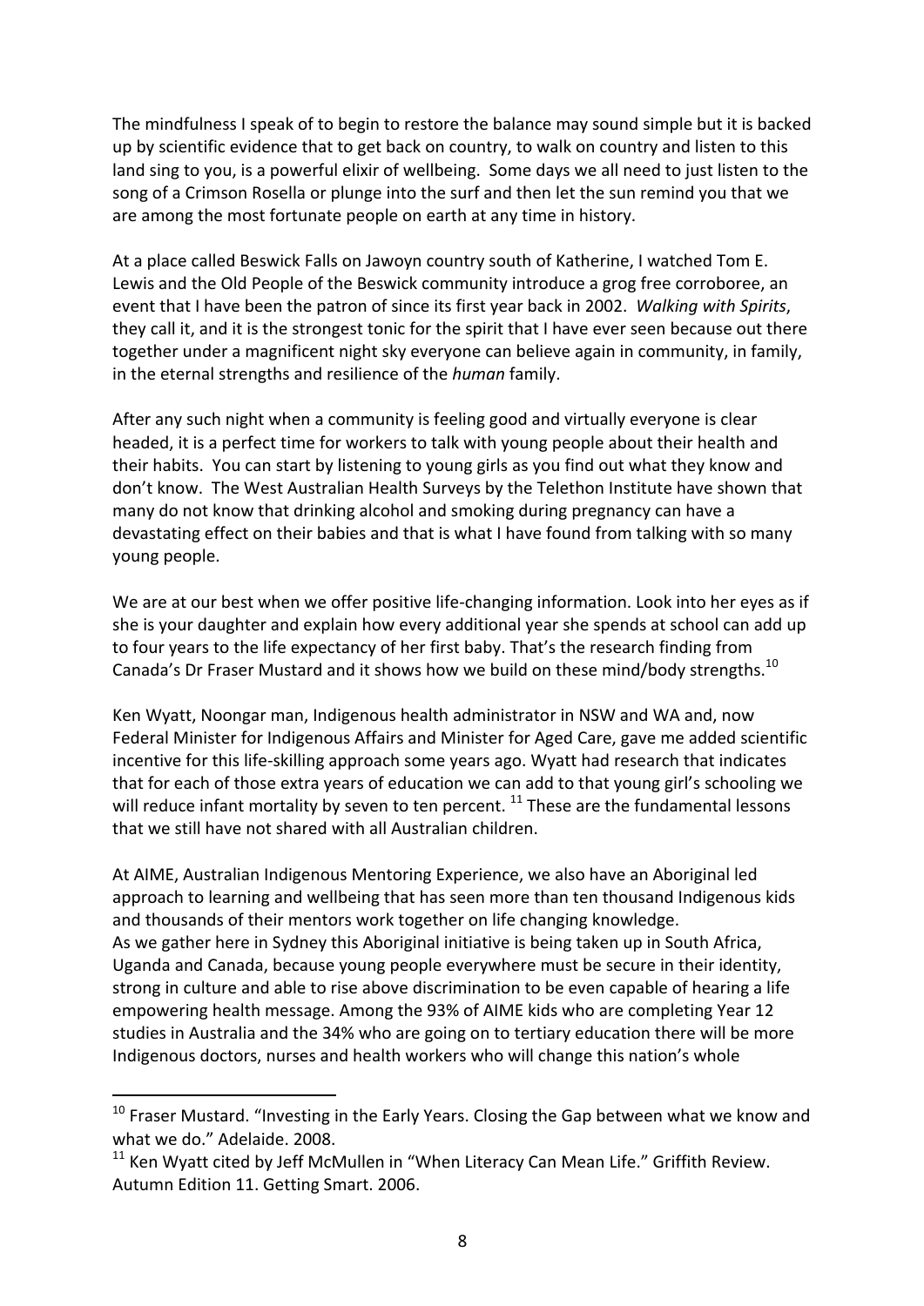The mindfulness I speak of to begin to restore the balance may sound simple but it is backed up by scientific evidence that to get back on country, to walk on country and listen to this land sing to you, is a powerful elixir of wellbeing. Some days we all need to just listen to the song of a Crimson Rosella or plunge into the surf and then let the sun remind you that we are among the most fortunate people on earth at any time in history.

At a place called Beswick Falls on Jawoyn country south of Katherine, I watched Tom E. Lewis and the Old People of the Beswick community introduce a grog free corroboree, an event that I have been the patron of since its first year back in 2002. *Walking with Spirits*, they call it, and it is the strongest tonic for the spirit that I have ever seen because out there together under a magnificent night sky everyone can believe again in community, in family, in the eternal strengths and resilience of the *human* family.

After any such night when a community is feeling good and virtually everyone is clear headed, it is a perfect time for workers to talk with young people about their health and their habits. You can start by listening to young girls as you find out what they know and don't know. The West Australian Health Surveys by the Telethon Institute have shown that many do not know that drinking alcohol and smoking during pregnancy can have a devastating effect on their babies and that is what I have found from talking with so many young people.

We are at our best when we offer positive life-changing information. Look into her eyes as if she is your daughter and explain how every additional year she spends at school can add up to four years to the life expectancy of her first baby. That's the research finding from Canada's Dr Fraser Mustard and it shows how we build on these mind/body strengths.[10]

Ken Wyatt, Noongar man, Indigenous health administrator in NSW and WA and, now Federal Minister for Indigenous Affairs and Minister for Aged Care, gave me added scientific incentive for this life-skilling approach some years ago. Wyatt had research that indicates that for each of those extra years of education we can add to that young girl's schooling we will reduce infant mortality by seven to ten percent. [11] These are the fundamental lessons that we still have not shared with all Australian children.

At AIME, Australian Indigenous Mentoring Experience, we also have an Aboriginal led approach to learning and wellbeing that has seen more than ten thousand Indigenous kids and thousands of their mentors work together on life changing knowledge.
As we gather here in Sydney this Aboriginal initiative is being taken up in South Africa, Uganda and Canada, because young people everywhere must be secure in their identity, strong in culture and able to rise above discrimination to be even capable of hearing a life empowering health message. Among the 93% of AIME kids who are completing Year 12 studies in Australia and the 34% who are going on to tertiary education there will be more Indigenous doctors, nurses and health workers who will change this nation's whole

---

[10] Fraser Mustard. "Investing in the Early Years. Closing the Gap between what we know and what we do." Adelaide. 2008.

[11] Ken Wyatt cited by Jeff McMullen in "When Literacy Can Mean Life." Griffith Review. Autumn Edition 11. Getting Smart. 2006.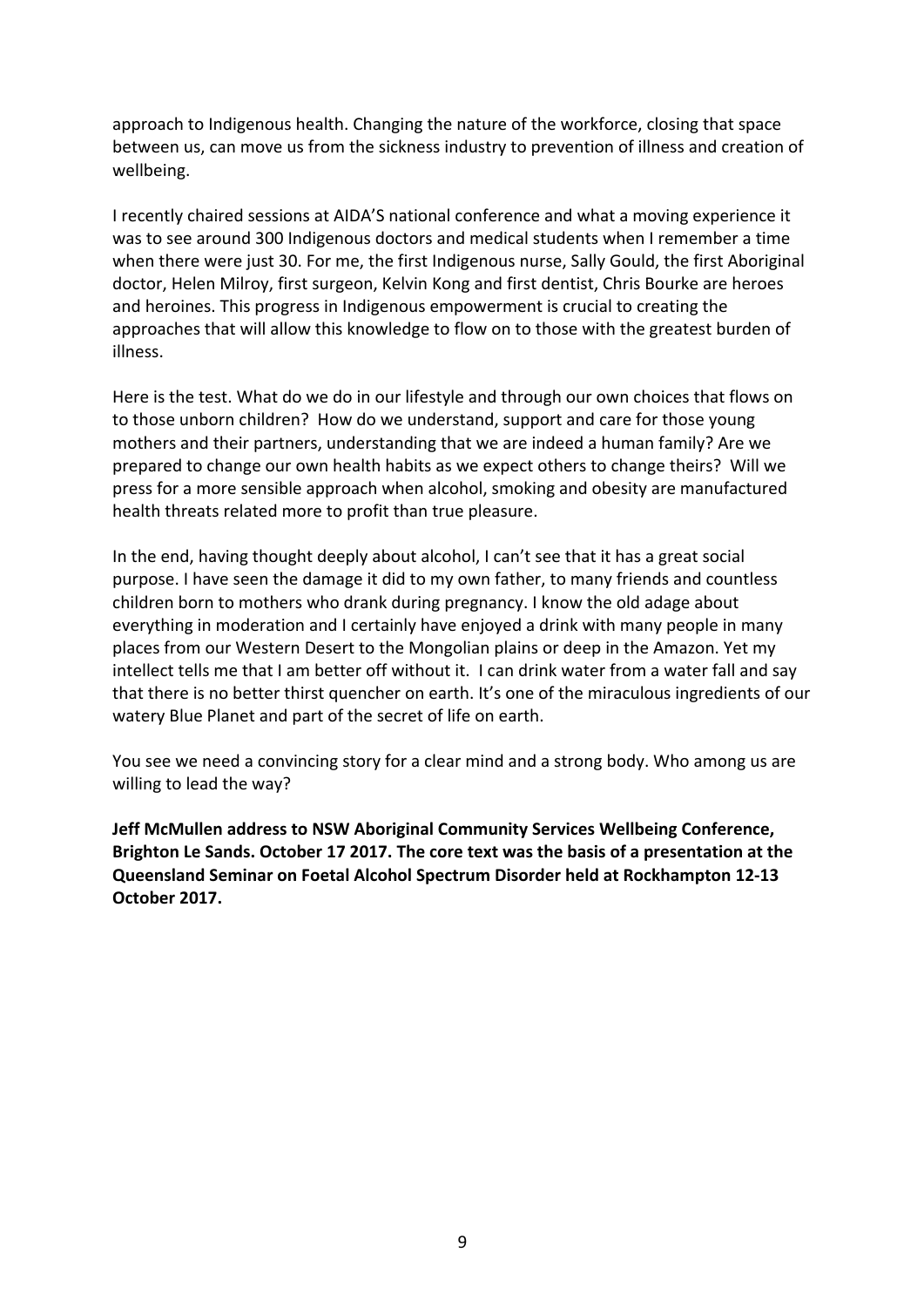approach to Indigenous health. Changing the nature of the workforce, closing that space between us, can move us from the sickness industry to prevention of illness and creation of wellbeing.

I recently chaired sessions at AIDA'S national conference and what a moving experience it was to see around 300 Indigenous doctors and medical students when I remember a time when there were just 30. For me, the first Indigenous nurse, Sally Gould, the first Aboriginal doctor, Helen Milroy, first surgeon, Kelvin Kong and first dentist, Chris Bourke are heroes and heroines. This progress in Indigenous empowerment is crucial to creating the approaches that will allow this knowledge to flow on to those with the greatest burden of illness.

Here is the test. What do we do in our lifestyle and through our own choices that flows on to those unborn children? How do we understand, support and care for those young mothers and their partners, understanding that we are indeed a human family? Are we prepared to change our own health habits as we expect others to change theirs? Will we press for a more sensible approach when alcohol, smoking and obesity are manufactured health threats related more to profit than true pleasure.

In the end, having thought deeply about alcohol, I can't see that it has a great social purpose. I have seen the damage it did to my own father, to many friends and countless children born to mothers who drank during pregnancy. I know the old adage about everything in moderation and I certainly have enjoyed a drink with many people in many places from our Western Desert to the Mongolian plains or deep in the Amazon. Yet my intellect tells me that I am better off without it. I can drink water from a water fall and say that there is no better thirst quencher on earth. It's one of the miraculous ingredients of our watery Blue Planet and part of the secret of life on earth.

You see we need a convincing story for a clear mind and a strong body. Who among us are willing to lead the way?

**Jeff McMullen address to NSW Aboriginal Community Services Wellbeing Conference, Brighton Le Sands. October 17 2017. The core text was the basis of a presentation at the Queensland Seminar on Foetal Alcohol Spectrum Disorder held at Rockhampton 12-13 October 2017.**